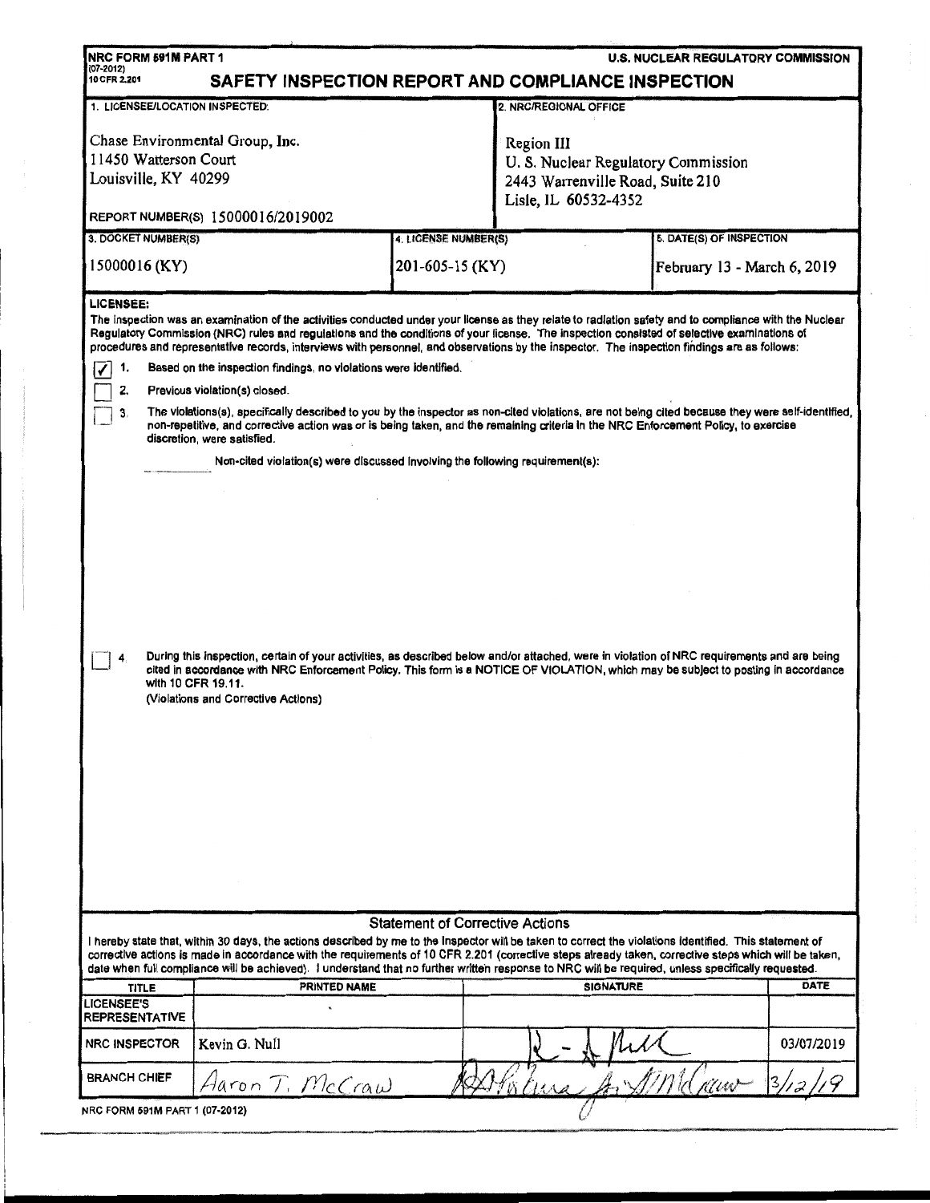NRC FORM 591M PART 1
(07-2012)
10 CFR 2.201

U.S. NUCLEAR REGULATORY COMMISSION

# SAFETY INSPECTION REPORT AND COMPLIANCE INSPECTION

| 1. LICENSEE/LOCATION INSPECTED: | 2. NRC/REGIONAL OFFICE |
|---|---|
| Chase Environmental Group, Inc.<br>11450 Watterson Court<br>Louisville, KY 40299<br><br>REPORT NUMBER(S) 15000016/2019002 | Region III<br>U. S. Nuclear Regulatory Commission<br>2443 Warrenville Road, Suite 210<br>Lisle, IL 60532-4352 |

| 3. DOCKET NUMBER(S) | 4. LICENSE NUMBER(S) | 5. DATE(S) OF INSPECTION |
|---|---|---|
| 15000016 (KY) | 201-605-15 (KY) | February 13 - March 6, 2019 |

**LICENSEE:**

The inspection was an examination of the activities conducted under your license as they relate to radiation safety and to compliance with the Nuclear Regulatory Commission (NRC) rules and regulations and the conditions of your license. The inspection consisted of selective examinations of procedures and representative records, interviews with personnel, and observations by the inspector. The inspection findings are as follows:

- [x] 1. Based on the inspection findings, no violations were identified.
- [ ] 2. Previous violation(s) closed.
- [ ] 3. The violations(s), specifically described to you by the inspector as non-cited violations, are not being cited because they were self-identified, non-repetitive, and corrective action was or is being taken, and the remaining criteria in the NRC Enforcement Policy, to exercise discretion, were satisfied.

  Non-cited violation(s) were discussed involving the following requirement(s):

- [ ] 4. During this inspection, certain of your activities, as described below and/or attached, were in violation of NRC requirements and are being cited in accordance with NRC Enforcement Policy. This form is a NOTICE OF VIOLATION, which may be subject to posting in accordance with 10 CFR 19.11.

  (Violations and Corrective Actions)

## Statement of Corrective Actions

I hereby state that, within 30 days, the actions described by me to the Inspector will be taken to correct the violations identified. This statement of corrective actions is made in accordance with the requirements of 10 CFR 2.201 (corrective steps already taken, corrective steps which will be taken, date when full compliance will be achieved). I understand that no further written response to NRC will be required, unless specifically requested.

| TITLE | PRINTED NAME | SIGNATURE | DATE |
|---|---|---|---|
| LICENSEE'S REPRESENTATIVE | | | |
| NRC INSPECTOR | Kevin G. Null | [signature] | 03/07/2019 |
| BRANCH CHIEF | Aaron T. McCraw | [signature] for AT McCraw | 3/12/19 |

NRC FORM 591M PART 1 (07-2012)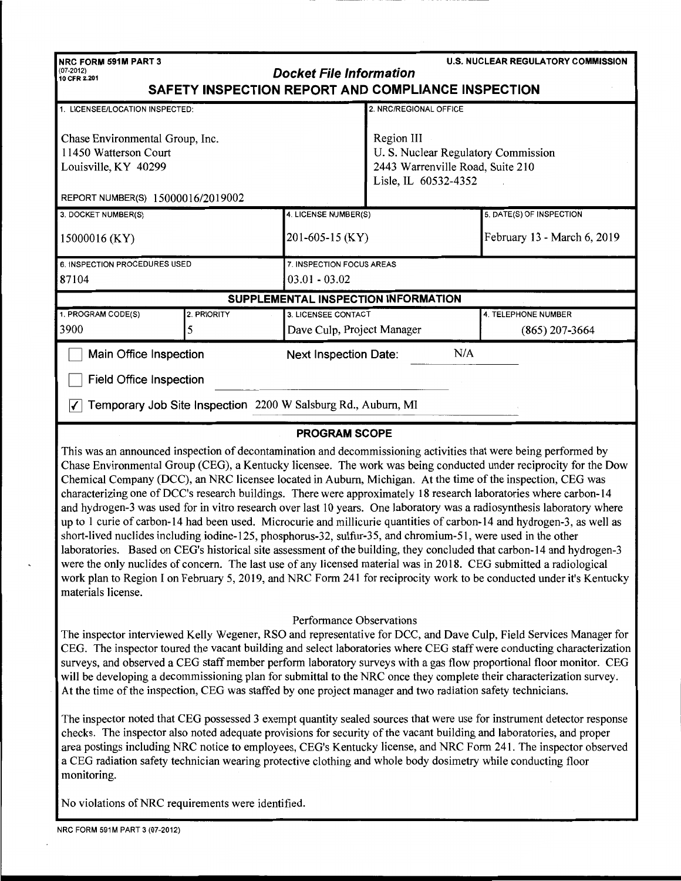NRC FORM 591M PART 3
(07-2012)
10 CFR 2.201

U.S. NUCLEAR REGULATORY COMMISSION

# Docket File Information

## SAFETY INSPECTION REPORT AND COMPLIANCE INSPECTION

| | | |
|---|---|---|
| 1. LICENSEE/LOCATION INSPECTED:<br>Chase Environmental Group, Inc.<br>11450 Watterson Court<br>Louisville, KY 40299<br>REPORT NUMBER(S) 15000016/2019002 | 2. NRC/REGIONAL OFFICE<br>Region III<br>U. S. Nuclear Regulatory Commission<br>2443 Warrenville Road, Suite 210<br>Lisle, IL 60532-4352 | |
| 3. DOCKET NUMBER(S)<br>15000016 (KY) | 4. LICENSE NUMBER(S)<br>201-605-15 (KY) | 5. DATE(S) OF INSPECTION<br>February 13 - March 6, 2019 |
| 6. INSPECTION PROCEDURES USED<br>87104 | 7. INSPECTION FOCUS AREAS<br>03.01 - 03.02 | |

### SUPPLEMENTAL INSPECTION INFORMATION

| 1. PROGRAM CODE(S) | 2. PRIORITY | 3. LICENSEE CONTACT | 4. TELEPHONE NUMBER |
|---|---|---|---|
| 3900 | 5 | Dave Culp, Project Manager | (865) 207-3664 |

☐ Main Office Inspection — Next Inspection Date: N/A

☐ Field Office Inspection

☑ Temporary Job Site Inspection 2200 W Salsburg Rd., Auburn, MI

### PROGRAM SCOPE

This was an announced inspection of decontamination and decommissioning activities that were being performed by Chase Environmental Group (CEG), a Kentucky licensee. The work was being conducted under reciprocity for the Dow Chemical Company (DCC), an NRC licensee located in Auburn, Michigan. At the time of the inspection, CEG was characterizing one of DCC's research buildings. There were approximately 18 research laboratories where carbon-14 and hydrogen-3 was used for in vitro research over last 10 years. One laboratory was a radiosynthesis laboratory where up to 1 curie of carbon-14 had been used. Microcurie and millicurie quantities of carbon-14 and hydrogen-3, as well as short-lived nuclides including iodine-125, phosphorus-32, sulfur-35, and chromium-51, were used in the other laboratories. Based on CEG's historical site assessment of the building, they concluded that carbon-14 and hydrogen-3 were the only nuclides of concern. The last use of any licensed material was in 2018. CEG submitted a radiological work plan to Region I on February 5, 2019, and NRC Form 241 for reciprocity work to be conducted under it's Kentucky materials license.

Performance Observations

The inspector interviewed Kelly Wegener, RSO and representative for DCC, and Dave Culp, Field Services Manager for CEG. The inspector toured the vacant building and select laboratories where CEG staff were conducting characterization surveys, and observed a CEG staff member perform laboratory surveys with a gas flow proportional floor monitor. CEG will be developing a decommissioning plan for submittal to the NRC once they complete their characterization survey. At the time of the inspection, CEG was staffed by one project manager and two radiation safety technicians.

The inspector noted that CEG possessed 3 exempt quantity sealed sources that were use for instrument detector response checks. The inspector also noted adequate provisions for security of the vacant building and laboratories, and proper area postings including NRC notice to employees, CEG's Kentucky license, and NRC Form 241. The inspector observed a CEG radiation safety technician wearing protective clothing and whole body dosimetry while conducting floor monitoring.

No violations of NRC requirements were identified.

NRC FORM 591M PART 3 (07-2012)